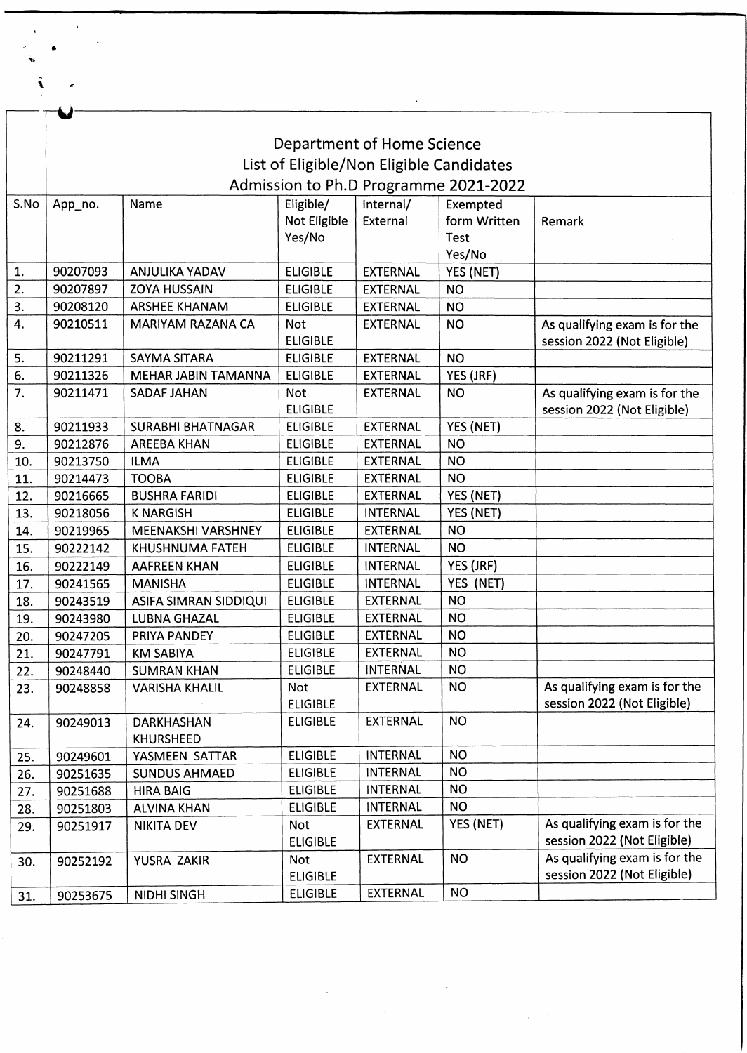# Department of Home Science

## List of Eligible/Non Eligible Candidates

## Admission to Ph.D Programme 2021-2022

| S.No | App_no. | Name | Eligible/ Not Eligible Yes/No | Internal/ External | Exempted form Written Test Yes/No | Remark |
|---|---|---|---|---|---|---|
| 1. | 90207093 | ANJULIKA YADAV | ELIGIBLE | EXTERNAL | YES (NET) | |
| 2. | 90207897 | ZOYA HUSSAIN | ELIGIBLE | EXTERNAL | NO | |
| 3. | 90208120 | ARSHEE KHANAM | ELIGIBLE | EXTERNAL | NO | |
| 4. | 90210511 | MARIYAM RAZANA CA | Not ELIGIBLE | EXTERNAL | NO | As qualifying exam is for the session 2022 (Not Eligible) |
| 5. | 90211291 | SAYMA SITARA | ELIGIBLE | EXTERNAL | NO | |
| 6. | 90211326 | MEHAR JABIN TAMANNA | ELIGIBLE | EXTERNAL | YES (JRF) | |
| 7. | 90211471 | SADAF JAHAN | Not ELIGIBLE | EXTERNAL | NO | As qualifying exam is for the session 2022 (Not Eligible) |
| 8. | 90211933 | SURABHI BHATNAGAR | ELIGIBLE | EXTERNAL | YES (NET) | |
| 9. | 90212876 | AREEBA KHAN | ELIGIBLE | EXTERNAL | NO | |
| 10. | 90213750 | ILMA | ELIGIBLE | EXTERNAL | NO | |
| 11. | 90214473 | TOOBA | ELIGIBLE | EXTERNAL | NO | |
| 12. | 90216665 | BUSHRA FARIDI | ELIGIBLE | EXTERNAL | YES (NET) | |
| 13. | 90218056 | K NARGISH | ELIGIBLE | INTERNAL | YES (NET) | |
| 14. | 90219965 | MEENAKSHI VARSHNEY | ELIGIBLE | EXTERNAL | NO | |
| 15. | 90222142 | KHUSHNUMA FATEH | ELIGIBLE | INTERNAL | NO | |
| 16. | 90222149 | AAFREEN KHAN | ELIGIBLE | INTERNAL | YES (JRF) | |
| 17. | 90241565 | MANISHA | ELIGIBLE | INTERNAL | YES (NET) | |
| 18. | 90243519 | ASIFA SIMRAN SIDDIQUI | ELIGIBLE | EXTERNAL | NO | |
| 19. | 90243980 | LUBNA GHAZAL | ELIGIBLE | EXTERNAL | NO | |
| 20. | 90247205 | PRIYA PANDEY | ELIGIBLE | EXTERNAL | NO | |
| 21. | 90247791 | KM SABIYA | ELIGIBLE | EXTERNAL | NO | |
| 22. | 90248440 | SUMRAN KHAN | ELIGIBLE | INTERNAL | NO | |
| 23. | 90248858 | VARISHA KHALIL | Not ELIGIBLE | EXTERNAL | NO | As qualifying exam is for the session 2022 (Not Eligible) |
| 24. | 90249013 | DARKHASHAN KHURSHEED | ELIGIBLE | EXTERNAL | NO | |
| 25. | 90249601 | YASMEEN SATTAR | ELIGIBLE | INTERNAL | NO | |
| 26. | 90251635 | SUNDUS AHMAED | ELIGIBLE | INTERNAL | NO | |
| 27. | 90251688 | HIRA BAIG | ELIGIBLE | INTERNAL | NO | |
| 28. | 90251803 | ALVINA KHAN | ELIGIBLE | INTERNAL | NO | |
| 29. | 90251917 | NIKITA DEV | Not ELIGIBLE | EXTERNAL | YES (NET) | As qualifying exam is for the session 2022 (Not Eligible) |
| 30. | 90252192 | YUSRA ZAKIR | Not ELIGIBLE | EXTERNAL | NO | As qualifying exam is for the session 2022 (Not Eligible) |
| 31. | 90253675 | NIDHI SINGH | ELIGIBLE | EXTERNAL | NO | |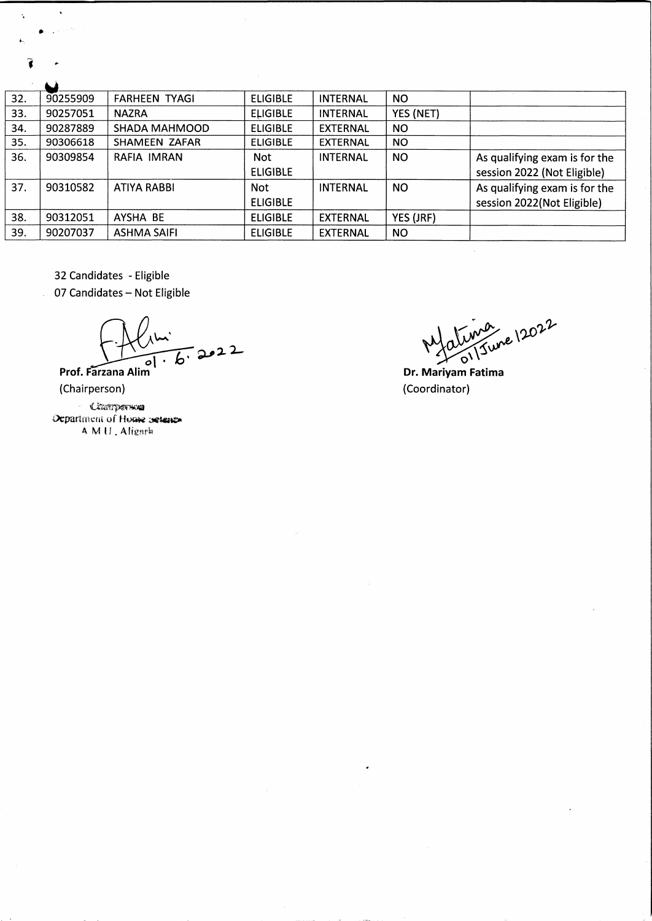| | | | | | | |
|---|---|---|---|---|---|---|
| 32. | 90255909 | FARHEEN TYAGI | ELIGIBLE | INTERNAL | NO | |
| 33. | 90257051 | NAZRA | ELIGIBLE | INTERNAL | YES (NET) | |
| 34. | 90287889 | SHADA MAHMOOD | ELIGIBLE | EXTERNAL | NO | |
| 35. | 90306618 | SHAMEEN ZAFAR | ELIGIBLE | EXTERNAL | NO | |
| 36. | 90309854 | RAFIA IMRAN | Not ELIGIBLE | INTERNAL | NO | As qualifying exam is for the session 2022 (Not Eligible) |
| 37. | 90310582 | ATIYA RABBI | Not ELIGIBLE | INTERNAL | NO | As qualifying exam is for the session 2022(Not Eligible) |
| 38. | 90312051 | AYSHA BE | ELIGIBLE | EXTERNAL | YES (JRF) | |
| 39. | 90207037 | ASHMA SAIFI | ELIGIBLE | EXTERNAL | NO | |

32 Candidates - Eligible

07 Candidates – Not Eligible

01.6.2022

**Prof. Farzana Alim**

(Chairperson)

Chairperson
Department of Home Science
A.M.U. Aligarh

01/June/2022

**Dr. Mariyam Fatima**

(Coordinator)